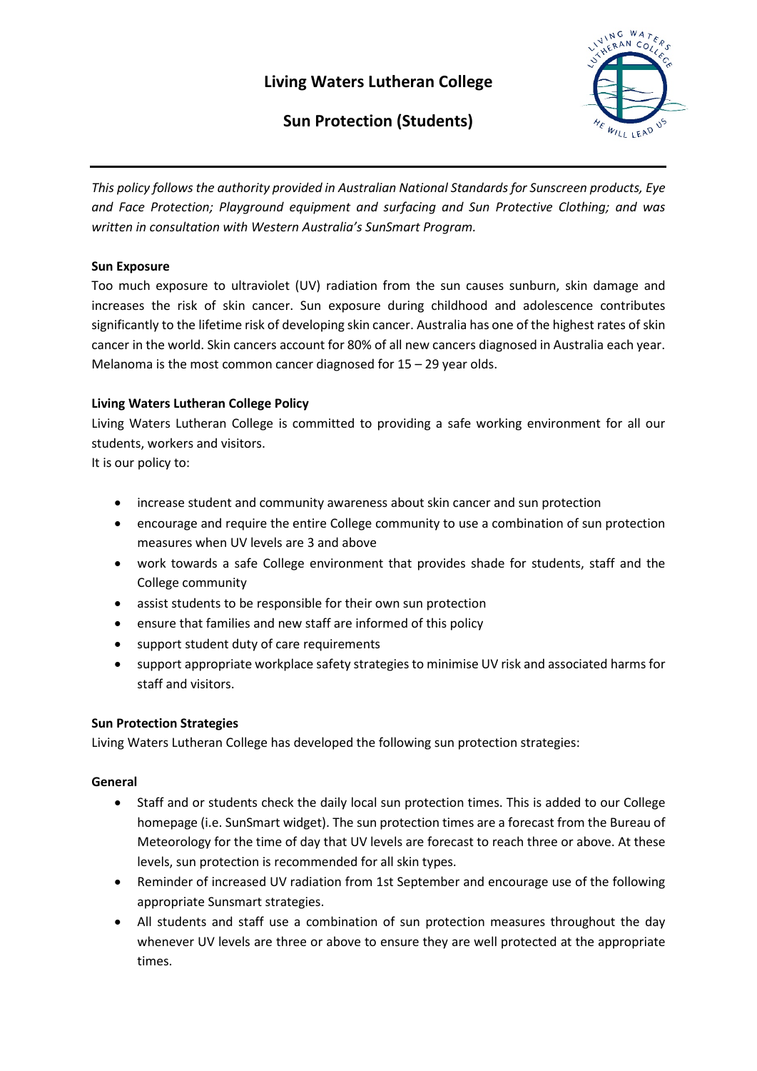# Living Waters Lutheran College

## Sun Protection (Students)

*This policy follows the authority provided in Australian National Standards for Sunscreen products, Eye and Face Protection; Playground equipment and surfacing and Sun Protective Clothing; and was written in consultation with Western Australia's SunSmart Program.*

**Sun Exposure**

Too much exposure to ultraviolet (UV) radiation from the sun causes sunburn, skin damage and increases the risk of skin cancer. Sun exposure during childhood and adolescence contributes significantly to the lifetime risk of developing skin cancer. Australia has one of the highest rates of skin cancer in the world. Skin cancers account for 80% of all new cancers diagnosed in Australia each year. Melanoma is the most common cancer diagnosed for 15 – 29 year olds.

**Living Waters Lutheran College Policy**

Living Waters Lutheran College is committed to providing a safe working environment for all our students, workers and visitors.

It is our policy to:

- increase student and community awareness about skin cancer and sun protection
- encourage and require the entire College community to use a combination of sun protection measures when UV levels are 3 and above
- work towards a safe College environment that provides shade for students, staff and the College community
- assist students to be responsible for their own sun protection
- ensure that families and new staff are informed of this policy
- support student duty of care requirements
- support appropriate workplace safety strategies to minimise UV risk and associated harms for staff and visitors.

**Sun Protection Strategies**

Living Waters Lutheran College has developed the following sun protection strategies:

**General**

- Staff and or students check the daily local sun protection times. This is added to our College homepage (i.e. SunSmart widget). The sun protection times are a forecast from the Bureau of Meteorology for the time of day that UV levels are forecast to reach three or above. At these levels, sun protection is recommended for all skin types.
- Reminder of increased UV radiation from 1st September and encourage use of the following appropriate Sunsmart strategies.
- All students and staff use a combination of sun protection measures throughout the day whenever UV levels are three or above to ensure they are well protected at the appropriate times.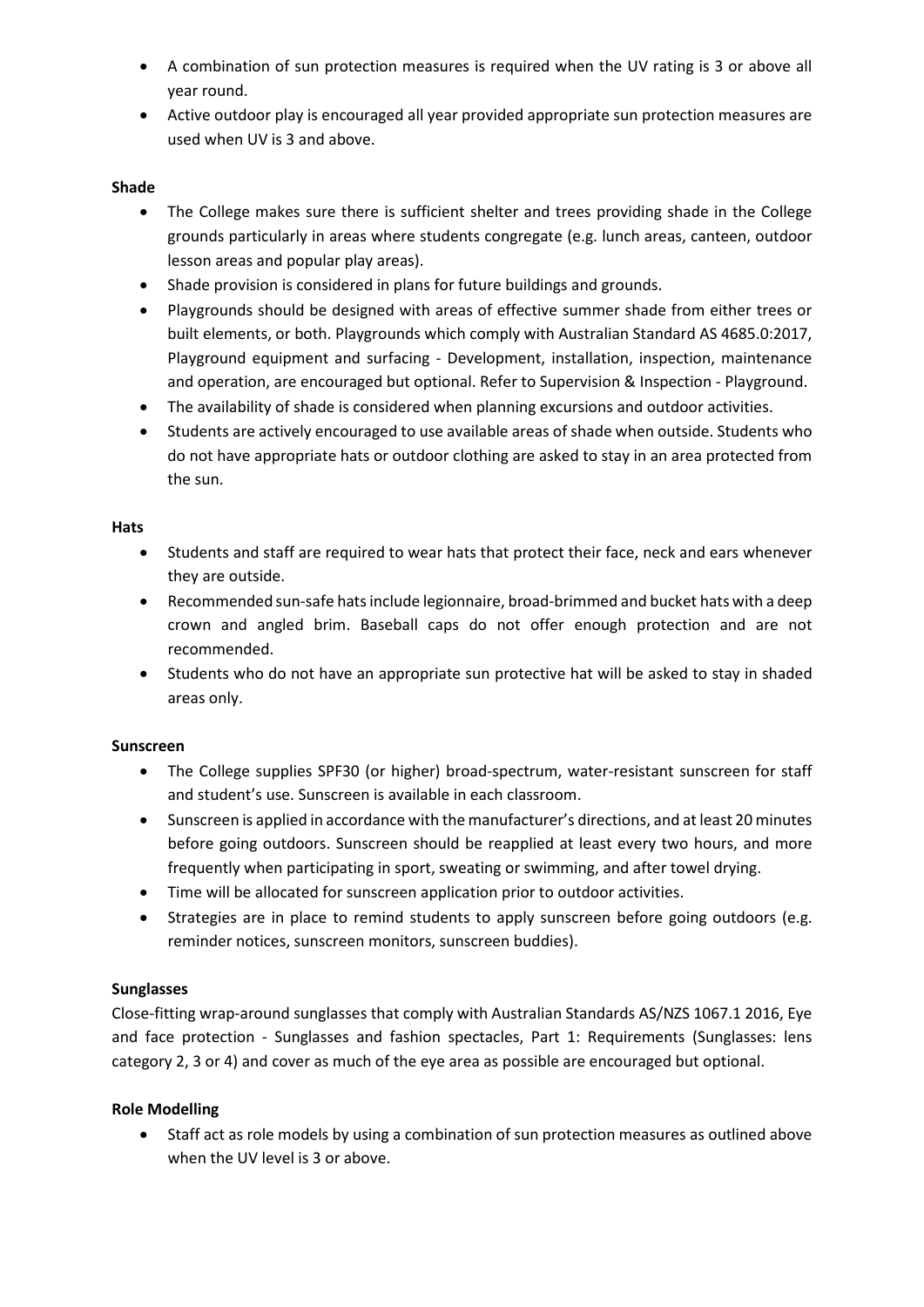- A combination of sun protection measures is required when the UV rating is 3 or above all year round.
- Active outdoor play is encouraged all year provided appropriate sun protection measures are used when UV is 3 and above.

**Shade**

- The College makes sure there is sufficient shelter and trees providing shade in the College grounds particularly in areas where students congregate (e.g. lunch areas, canteen, outdoor lesson areas and popular play areas).
- Shade provision is considered in plans for future buildings and grounds.
- Playgrounds should be designed with areas of effective summer shade from either trees or built elements, or both. Playgrounds which comply with Australian Standard AS 4685.0:2017, Playground equipment and surfacing - Development, installation, inspection, maintenance and operation, are encouraged but optional. Refer to Supervision & Inspection - Playground.
- The availability of shade is considered when planning excursions and outdoor activities.
- Students are actively encouraged to use available areas of shade when outside. Students who do not have appropriate hats or outdoor clothing are asked to stay in an area protected from the sun.

**Hats**

- Students and staff are required to wear hats that protect their face, neck and ears whenever they are outside.
- Recommended sun-safe hats include legionnaire, broad-brimmed and bucket hats with a deep crown and angled brim. Baseball caps do not offer enough protection and are not recommended.
- Students who do not have an appropriate sun protective hat will be asked to stay in shaded areas only.

**Sunscreen**

- The College supplies SPF30 (or higher) broad-spectrum, water-resistant sunscreen for staff and student's use. Sunscreen is available in each classroom.
- Sunscreen is applied in accordance with the manufacturer's directions, and at least 20 minutes before going outdoors. Sunscreen should be reapplied at least every two hours, and more frequently when participating in sport, sweating or swimming, and after towel drying.
- Time will be allocated for sunscreen application prior to outdoor activities.
- Strategies are in place to remind students to apply sunscreen before going outdoors (e.g. reminder notices, sunscreen monitors, sunscreen buddies).

**Sunglasses**

Close-fitting wrap-around sunglasses that comply with Australian Standards AS/NZS 1067.1 2016, Eye and face protection - Sunglasses and fashion spectacles, Part 1: Requirements (Sunglasses: lens category 2, 3 or 4) and cover as much of the eye area as possible are encouraged but optional.

**Role Modelling**

- Staff act as role models by using a combination of sun protection measures as outlined above when the UV level is 3 or above.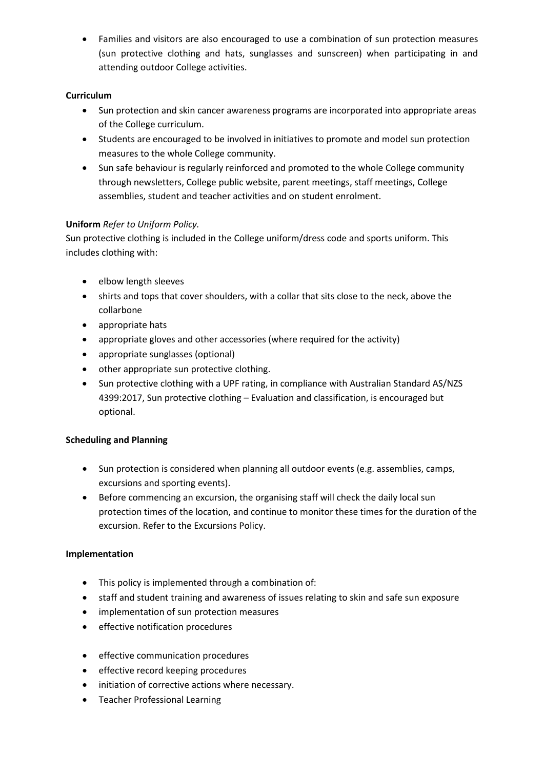- Families and visitors are also encouraged to use a combination of sun protection measures (sun protective clothing and hats, sunglasses and sunscreen) when participating in and attending outdoor College activities.

**Curriculum**

- Sun protection and skin cancer awareness programs are incorporated into appropriate areas of the College curriculum.
- Students are encouraged to be involved in initiatives to promote and model sun protection measures to the whole College community.
- Sun safe behaviour is regularly reinforced and promoted to the whole College community through newsletters, College public website, parent meetings, staff meetings, College assemblies, student and teacher activities and on student enrolment.

**Uniform** *Refer to Uniform Policy.*

Sun protective clothing is included in the College uniform/dress code and sports uniform. This includes clothing with:

- elbow length sleeves
- shirts and tops that cover shoulders, with a collar that sits close to the neck, above the collarbone
- appropriate hats
- appropriate gloves and other accessories (where required for the activity)
- appropriate sunglasses (optional)
- other appropriate sun protective clothing.
- Sun protective clothing with a UPF rating, in compliance with Australian Standard AS/NZS 4399:2017, Sun protective clothing – Evaluation and classification, is encouraged but optional.

**Scheduling and Planning**

- Sun protection is considered when planning all outdoor events (e.g. assemblies, camps, excursions and sporting events).
- Before commencing an excursion, the organising staff will check the daily local sun protection times of the location, and continue to monitor these times for the duration of the excursion. Refer to the Excursions Policy.

**Implementation**

- This policy is implemented through a combination of:
- staff and student training and awareness of issues relating to skin and safe sun exposure
- implementation of sun protection measures
- effective notification procedures
- effective communication procedures
- effective record keeping procedures
- initiation of corrective actions where necessary.
- Teacher Professional Learning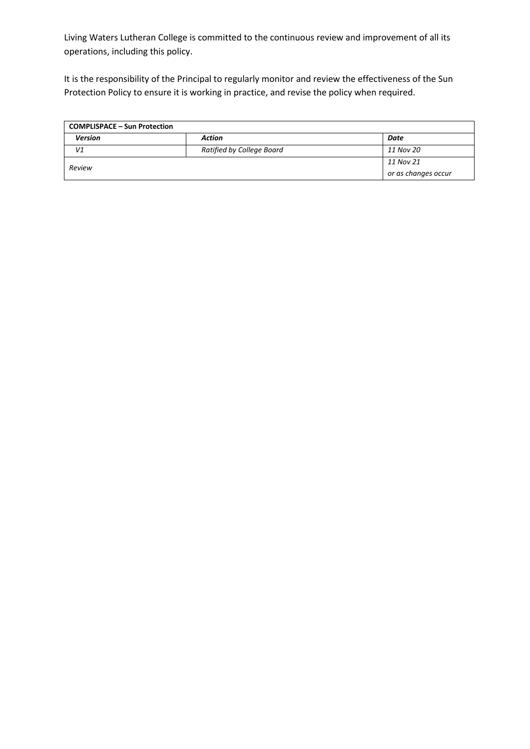Living Waters Lutheran College is committed to the continuous review and improvement of all its operations, including this policy.

It is the responsibility of the Principal to regularly monitor and review the effectiveness of the Sun Protection Policy to ensure it is working in practice, and revise the policy when required.

| **COMPLISPACE – Sun Protection** | | |
|---|---|---|
| ***Version*** | ***Action*** | ***Date*** |
| *V1* | *Ratified by College Board* | *11 Nov 20* |
| *Review* | | *11 Nov 21*<br>*or as changes occur* |